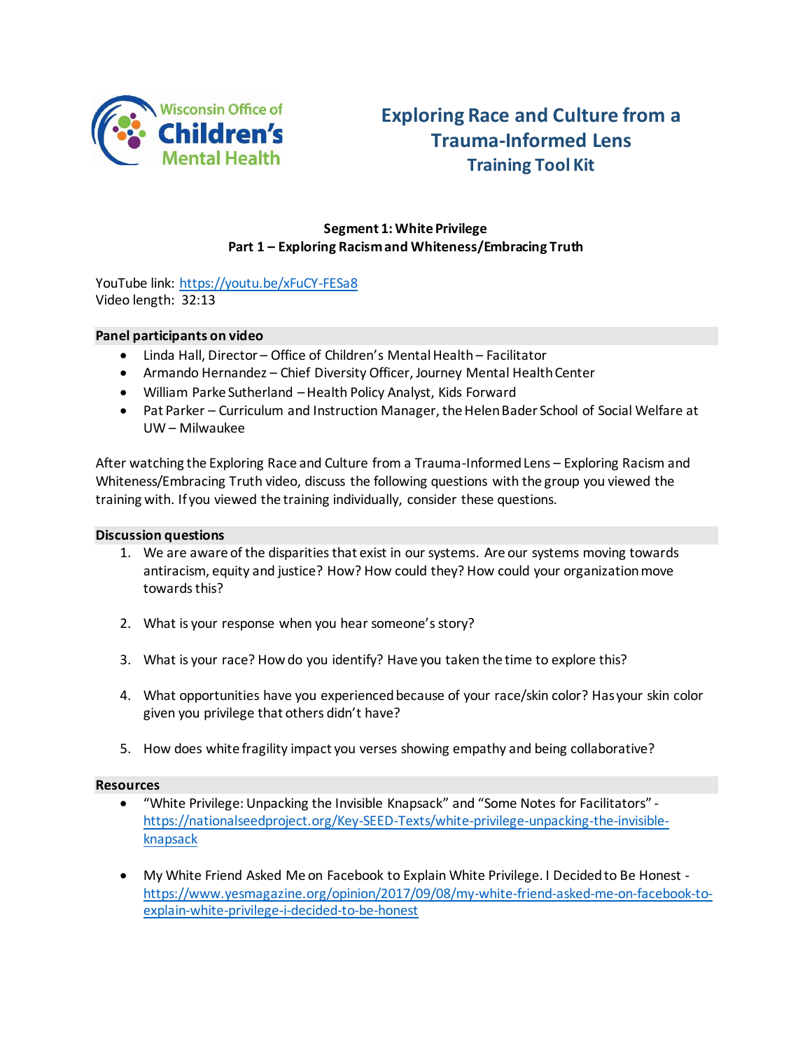Wisconsin Office of Children's Mental Health

# Exploring Race and Culture from a Trauma-Informed Lens
## Training Tool Kit

**Segment 1: White Privilege**
**Part 1 – Exploring Racism and Whiteness/Embracing Truth**

YouTube link: https://youtu.be/xFuCY-FESa8
Video length: 32:13

### Panel participants on video

- Linda Hall, Director – Office of Children's Mental Health – Facilitator
- Armando Hernandez – Chief Diversity Officer, Journey Mental Health Center
- William Parke Sutherland – Health Policy Analyst, Kids Forward
- Pat Parker – Curriculum and Instruction Manager, the Helen Bader School of Social Welfare at UW – Milwaukee

After watching the Exploring Race and Culture from a Trauma-Informed Lens – Exploring Racism and Whiteness/Embracing Truth video, discuss the following questions with the group you viewed the training with. If you viewed the training individually, consider these questions.

### Discussion questions

1. We are aware of the disparities that exist in our systems. Are our systems moving towards antiracism, equity and justice? How? How could they? How could your organization move towards this?

2. What is your response when you hear someone's story?

3. What is your race? How do you identify? Have you taken the time to explore this?

4. What opportunities have you experienced because of your race/skin color? Has your skin color given you privilege that others didn't have?

5. How does white fragility impact you verses showing empathy and being collaborative?

### Resources

- "White Privilege: Unpacking the Invisible Knapsack" and "Some Notes for Facilitators" - https://nationalseedproject.org/Key-SEED-Texts/white-privilege-unpacking-the-invisible-knapsack

- My White Friend Asked Me on Facebook to Explain White Privilege. I Decided to Be Honest - https://www.yesmagazine.org/opinion/2017/09/08/my-white-friend-asked-me-on-facebook-to-explain-white-privilege-i-decided-to-be-honest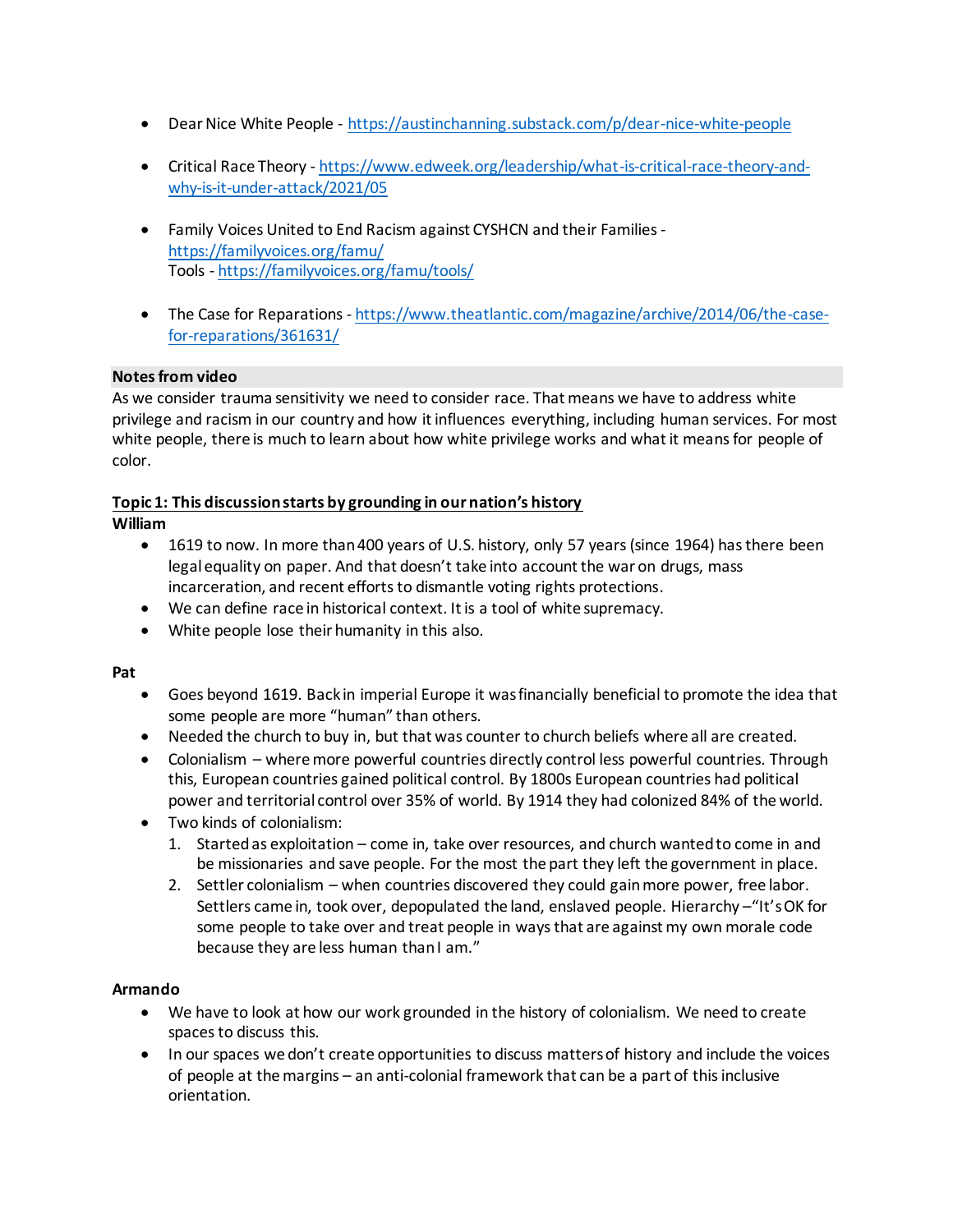- Dear Nice White People - https://austinchanning.substack.com/p/dear-nice-white-people

- Critical Race Theory - https://www.edweek.org/leadership/what-is-critical-race-theory-and-why-is-it-under-attack/2021/05

- Family Voices United to End Racism against CYSHCN and their Families - https://familyvoices.org/famu/
  Tools - https://familyvoices.org/famu/tools/

- The Case for Reparations - https://www.theatlantic.com/magazine/archive/2014/06/the-case-for-reparations/361631/

**Notes from video**

As we consider trauma sensitivity we need to consider race. That means we have to address white privilege and racism in our country and how it influences everything, including human services. For most white people, there is much to learn about how white privilege works and what it means for people of color.

**<u>Topic 1: This discussion starts by grounding in our nation's history</u>**

**William**

- 1619 to now. In more than 400 years of U.S. history, only 57 years (since 1964) has there been legal equality on paper. And that doesn't take into account the war on drugs, mass incarceration, and recent efforts to dismantle voting rights protections.
- We can define race in historical context. It is a tool of white supremacy.
- White people lose their humanity in this also.

**Pat**

- Goes beyond 1619. Back in imperial Europe it was financially beneficial to promote the idea that some people are more "human" than others.
- Needed the church to buy in, but that was counter to church beliefs where all are created.
- Colonialism – where more powerful countries directly control less powerful countries. Through this, European countries gained political control. By 1800s European countries had political power and territorial control over 35% of world. By 1914 they had colonized 84% of the world.
- Two kinds of colonialism:
  1. Started as exploitation – come in, take over resources, and church wanted to come in and be missionaries and save people. For the most the part they left the government in place.
  2. Settler colonialism – when countries discovered they could gain more power, free labor. Settlers came in, took over, depopulated the land, enslaved people. Hierarchy –"It's OK for some people to take over and treat people in ways that are against my own morale code because they are less human than I am."

**Armando**

- We have to look at how our work grounded in the history of colonialism. We need to create spaces to discuss this.
- In our spaces we don't create opportunities to discuss matters of history and include the voices of people at the margins – an anti-colonial framework that can be a part of this inclusive orientation.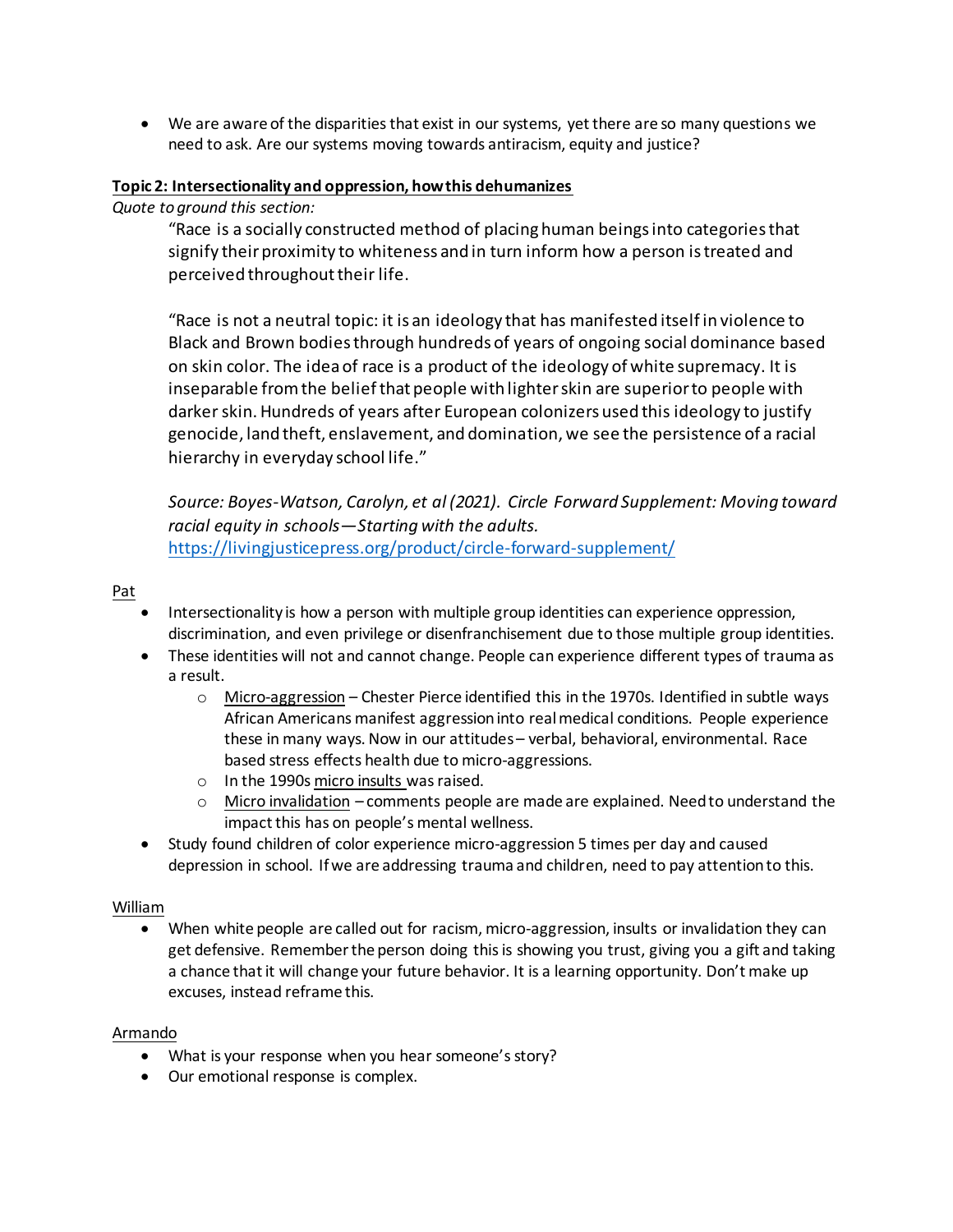- We are aware of the disparities that exist in our systems, yet there are so many questions we need to ask. Are our systems moving towards antiracism, equity and justice?

**<u>Topic 2: Intersectionality and oppression, how this dehumanizes</u>**

*Quote to ground this section:*

> "Race is a socially constructed method of placing human beings into categories that signify their proximity to whiteness and in turn inform how a person is treated and perceived throughout their life.
>
> "Race is not a neutral topic: it is an ideology that has manifested itself in violence to Black and Brown bodies through hundreds of years of ongoing social dominance based on skin color. The idea of race is a product of the ideology of white supremacy. It is inseparable from the belief that people with lighter skin are superior to people with darker skin. Hundreds of years after European colonizers used this ideology to justify genocide, land theft, enslavement, and domination, we see the persistence of a racial hierarchy in everyday school life."
>
> *Source: Boyes-Watson, Carolyn, et al (2021). Circle Forward Supplement: Moving toward racial equity in schools—Starting with the adults.* https://livingjusticepress.org/product/circle-forward-supplement/

<u>Pat</u>

- Intersectionality is how a person with multiple group identities can experience oppression, discrimination, and even privilege or disenfranchisement due to those multiple group identities.
- These identities will not and cannot change. People can experience different types of trauma as a result.
  - <u>Micro-aggression</u> – Chester Pierce identified this in the 1970s. Identified in subtle ways African Americans manifest aggression into real medical conditions. People experience these in many ways. Now in our attitudes – verbal, behavioral, environmental. Race based stress effects health due to micro-aggressions.
  - In the 1990s <u>micro insults</u> was raised.
  - <u>Micro invalidation</u> – comments people are made are explained. Need to understand the impact this has on people's mental wellness.
- Study found children of color experience micro-aggression 5 times per day and caused depression in school. If we are addressing trauma and children, need to pay attention to this.

<u>William</u>

- When white people are called out for racism, micro-aggression, insults or invalidation they can get defensive. Remember the person doing this is showing you trust, giving you a gift and taking a chance that it will change your future behavior. It is a learning opportunity. Don't make up excuses, instead reframe this.

<u>Armando</u>

- What is your response when you hear someone's story?
- Our emotional response is complex.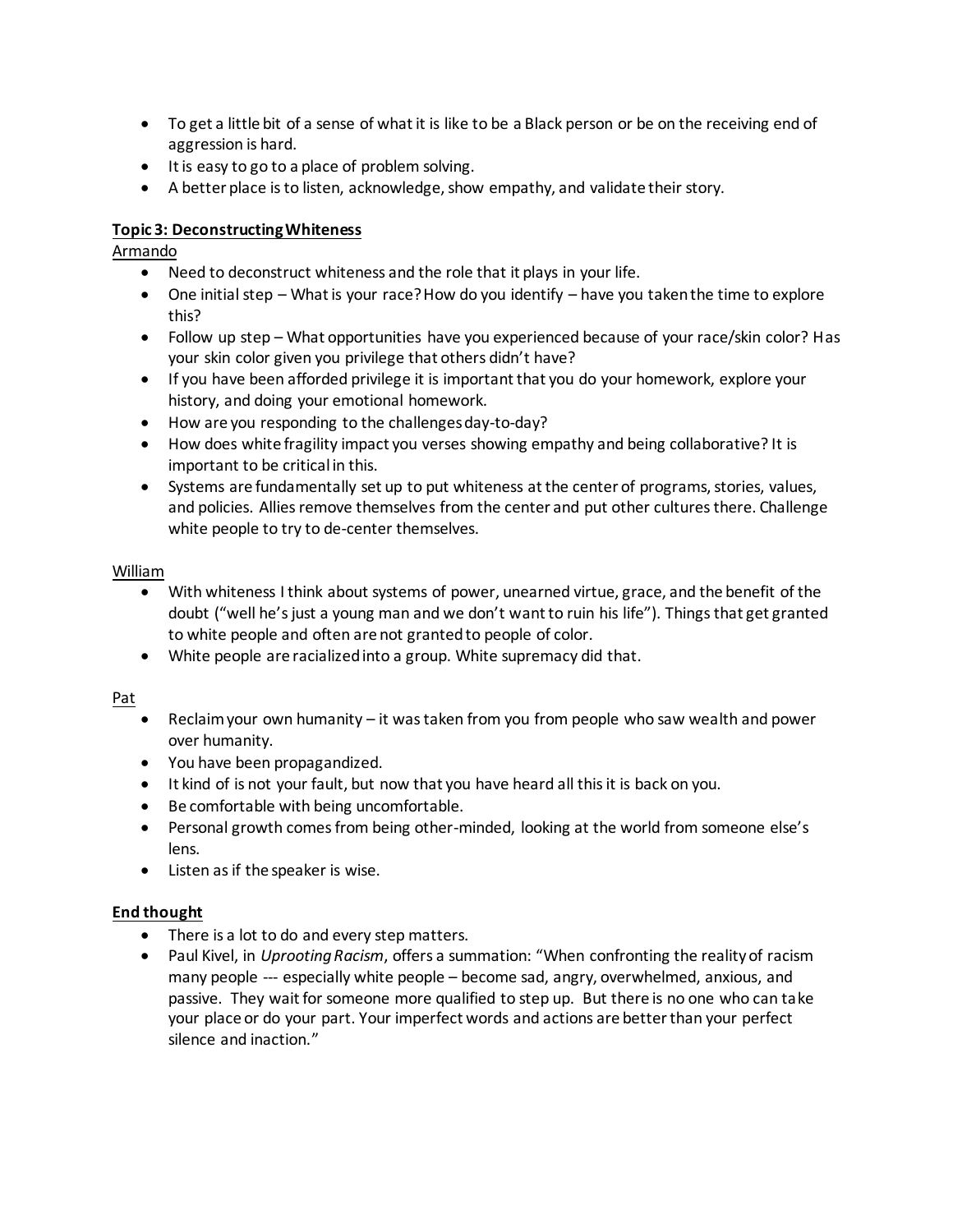- To get a little bit of a sense of what it is like to be a Black person or be on the receiving end of aggression is hard.
- It is easy to go to a place of problem solving.
- A better place is to listen, acknowledge, show empathy, and validate their story.

**Topic 3: Deconstructing Whiteness**

Armando

- Need to deconstruct whiteness and the role that it plays in your life.
- One initial step – What is your race? How do you identify – have you taken the time to explore this?
- Follow up step – What opportunities have you experienced because of your race/skin color? Has your skin color given you privilege that others didn't have?
- If you have been afforded privilege it is important that you do your homework, explore your history, and doing your emotional homework.
- How are you responding to the challenges day-to-day?
- How does white fragility impact you verses showing empathy and being collaborative? It is important to be critical in this.
- Systems are fundamentally set up to put whiteness at the center of programs, stories, values, and policies. Allies remove themselves from the center and put other cultures there. Challenge white people to try to de-center themselves.

William

- With whiteness I think about systems of power, unearned virtue, grace, and the benefit of the doubt ("well he's just a young man and we don't want to ruin his life"). Things that get granted to white people and often are not granted to people of color.
- White people are racialized into a group. White supremacy did that.

Pat

- Reclaim your own humanity – it was taken from you from people who saw wealth and power over humanity.
- You have been propagandized.
- It kind of is not your fault, but now that you have heard all this it is back on you.
- Be comfortable with being uncomfortable.
- Personal growth comes from being other-minded, looking at the world from someone else's lens.
- Listen as if the speaker is wise.

**End thought**

- There is a lot to do and every step matters.
- Paul Kivel, in *Uprooting Racism*, offers a summation: "When confronting the reality of racism many people --- especially white people – become sad, angry, overwhelmed, anxious, and passive. They wait for someone more qualified to step up. But there is no one who can take your place or do your part. Your imperfect words and actions are better than your perfect silence and inaction."